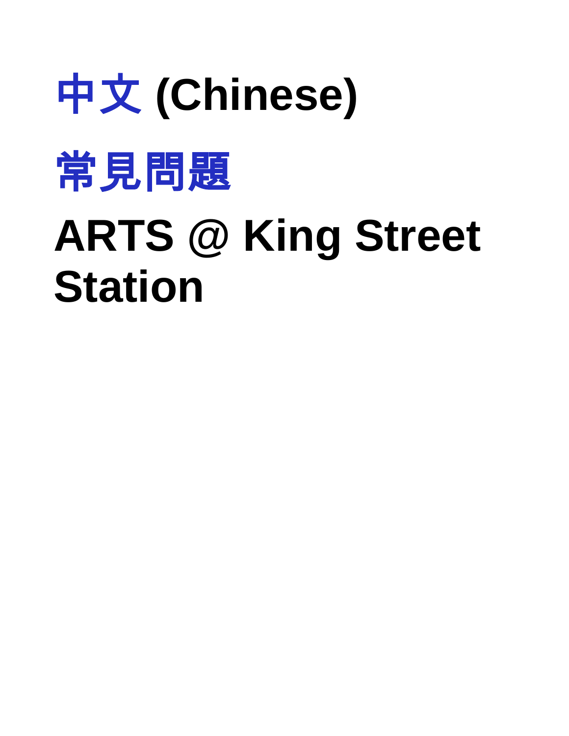# 中文 (Chinese)

# 常見問題

# ARTS @ King Street Station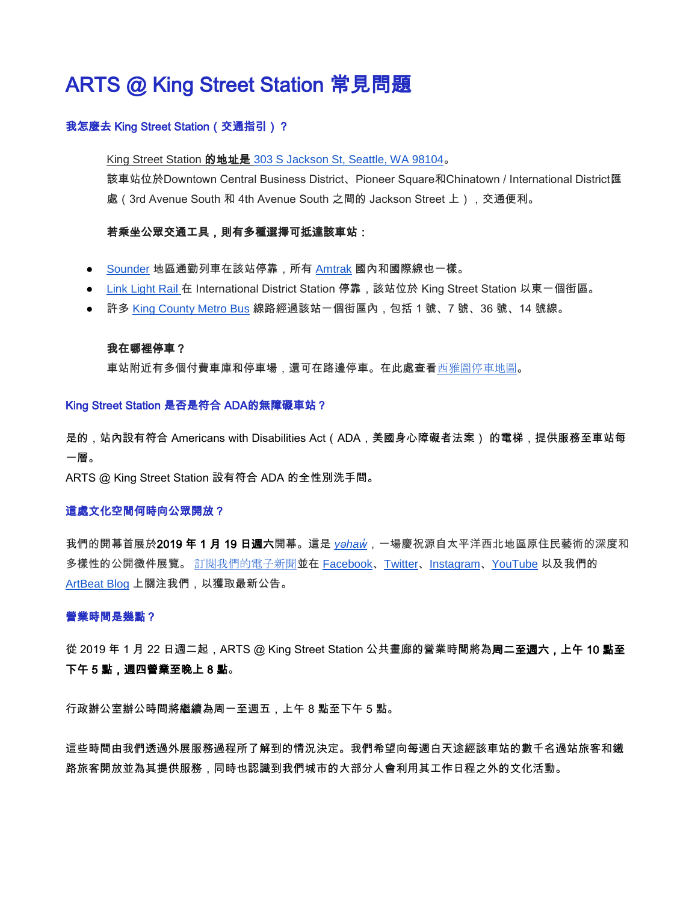# ARTS @ King Street Station 常見問題

### 我怎麼去 King Street Station（交通指引）？

King Street Station **的地址是** 303 S Jackson St, Seattle, WA 98104。
該車站位於Downtown Central Business District、Pioneer Square和Chinatown / International District匯處（3rd Avenue South 和 4th Avenue South 之間的 Jackson Street 上），交通便利。

**若乘坐公眾交通工具，則有多種選擇可抵達該車站：**

- Sounder 地區通勤列車在該站停靠，所有 Amtrak 國內和國際線也一樣。
- Link Light Rail 在 International District Station 停靠，該站位於 King Street Station 以東一個街區。
- 許多 King County Metro Bus 線路經過該站一個街區內，包括 1 號、7 號、36 號、14 號線。

**我在哪裡停車？**
車站附近有多個付費車庫和停車場，還可在路邊停車。在此處查看西雅圖停車地圖。

### King Street Station 是否是符合 ADA的無障礙車站？

是的，站內設有符合 Americans with Disabilities Act（ADA，美國身心障礙者法案） 的電梯，提供服務至車站每一層。
ARTS @ King Street Station 設有符合 ADA 的全性別洗手間。

### 這處文化空間何時向公眾開放？

我們的開幕首展於**2019 年 1 月 19 日週六**開幕。這是 *yəhaw̓*，一場慶祝源自太平洋西北地區原住民藝術的深度和多樣性的公開徵件展覽。 訂閱我們的電子新聞並在 Facebook、Twitter、Instagram、YouTube 以及我們的 ArtBeat Blog 上關注我們，以獲取最新公告。

### 營業時間是幾點？

從 2019 年 1 月 22 日週二起，ARTS @ King Street Station 公共畫廊的營業時間將為**周二至週六，上午 10 點至下午 5 點，週四營業至晚上 8 點**。

行政辦公室辦公時間將繼續為周一至週五，上午 8 點至下午 5 點。

這些時間由我們透過外展服務過程所了解到的情況決定。我們希望向每週白天途經該車站的數千名過站旅客和鐵路旅客開放並為其提供服務，同時也認識到我們城市的大部分人會利用其工作日程之外的文化活動。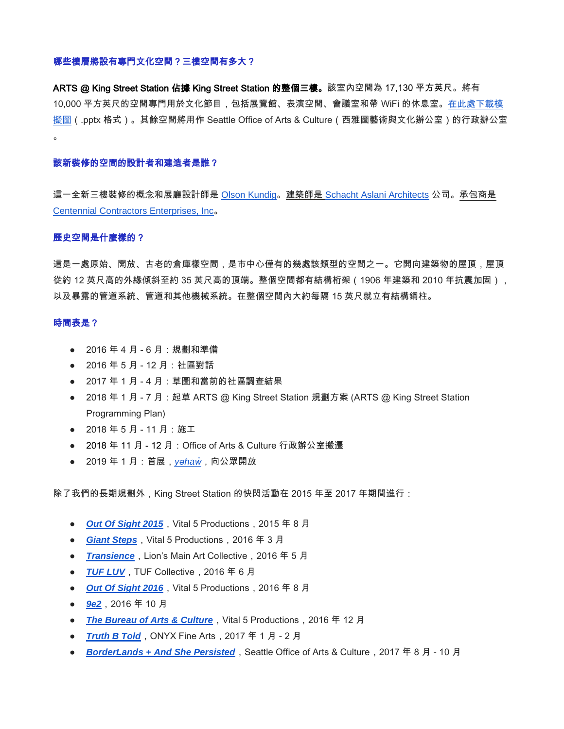**哪些樓層將設有專門文化空間？三樓空間有多大？**

**ARTS @ King Street Station 佔據 King Street Station 的整個三樓。**該室內空間為 17,130 平方英尺。將有 10,000 平方英尺的空間專門用於文化節目，包括展覽館、表演空間、會議室和帶 WiFi 的休息室。在此處下載模擬圖（.pptx 格式）。其餘空間將用作 Seattle Office of Arts & Culture（西雅圖藝術與文化辦公室）的行政辦公室。

**該新裝修的空間的設計者和建造者是誰？**

這一全新三樓裝修的概念和展廳設計師是 Olson Kundig。建築師是 Schacht Aslani Architects 公司。承包商是 Centennial Contractors Enterprises, Inc。

**歷史空間是什麼樣的？**

這是一處原始、開放、古老的倉庫樣空間，是市中心僅有的幾處該類型的空間之一。它開向建築物的屋頂，屋頂從約 12 英尺高的外緣傾斜至約 35 英尺高的頂端。整個空間都有結構桁架（1906 年建築和 2010 年抗震加固），以及暴露的管道系統、管道和其他機械系統。在整個空間內大約每隔 15 英尺就立有結構鋼柱。

**時間表是？**

- 2016 年 4 月 - 6 月：規劃和準備
- 2016 年 5 月 - 12 月：社區對話
- 2017 年 1 月 - 4 月：草圖和當前的社區調查結果
- 2018 年 1 月 - 7 月：起草 ARTS @ King Street Station 規劃方案 (ARTS @ King Street Station Programming Plan)
- 2018 年 5 月 - 11 月：施工
- 2018 年 11 月 - 12 月：Office of Arts & Culture 行政辦公室搬遷
- 2019 年 1 月：首展，*yəhaw̓*，向公眾開放

除了我們的長期規劃外，King Street Station 的快閃活動在 2015 年至 2017 年期間進行：

- ***Out Of Sight 2015***，Vital 5 Productions，2015 年 8 月
- ***Giant Steps***，Vital 5 Productions，2016 年 3 月
- ***Transience***，Lion's Main Art Collective，2016 年 5 月
- ***TUF LUV***，TUF Collective，2016 年 6 月
- ***Out Of Sight 2016***，Vital 5 Productions，2016 年 8 月
- ***9e2***，2016 年 10 月
- ***The Bureau of Arts & Culture***，Vital 5 Productions，2016 年 12 月
- ***Truth B Told***，ONYX Fine Arts，2017 年 1 月 - 2 月
- ***BorderLands + And She Persisted***，Seattle Office of Arts & Culture，2017 年 8 月 - 10 月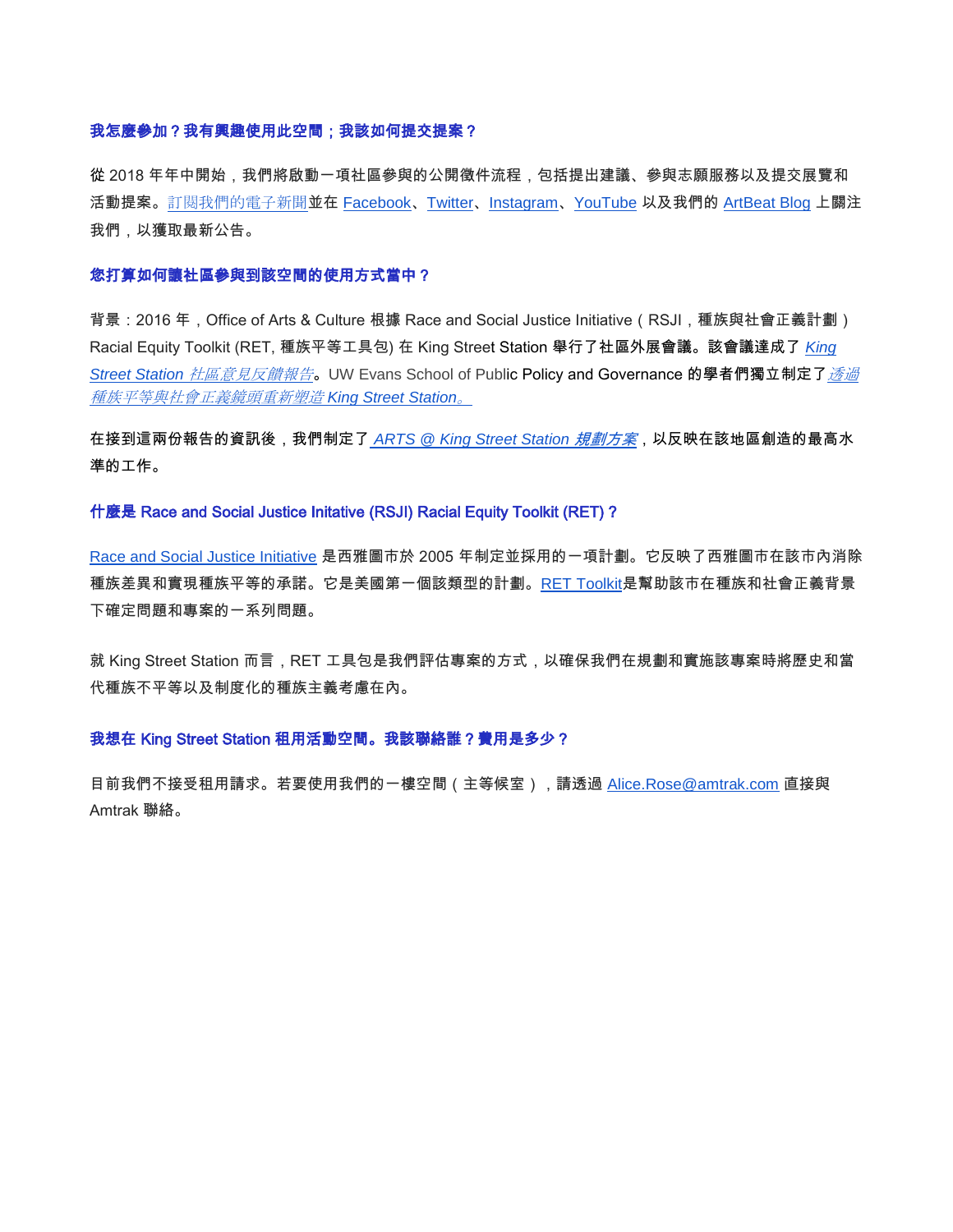### 我怎麼參加？我有興趣使用此空間；我該如何提交提案？

從 2018 年年中開始，我們將啟動一項社區參與的公開徵件流程，包括提出建議、參與志願服務以及提交展覽和活動提案。訂閱我們的電子新聞並在 Facebook、Twitter、Instagram、YouTube 以及我們的 ArtBeat Blog 上關注我們，以獲取最新公告。

### 您打算如何讓社區參與到該空間的使用方式當中？

背景：2016 年，Office of Arts & Culture 根據 Race and Social Justice Initiative（RSJI，種族與社會正義計劃）Racial Equity Toolkit (RET, 種族平等工具包) 在 King Street Station 舉行了社區外展會議。該會議達成了 *King Street Station 社區意見反饋報告*。UW Evans School of Public Policy and Governance 的學者們獨立制定了*透過種族平等與社會正義鏡頭重新塑造 King Street Station。*

在接到這兩份報告的資訊後，我們制定了 *ARTS @ King Street Station 規劃方案*，以反映在該地區創造的最高水準的工作。

### 什麼是 Race and Social Justice Initative (RSJI) Racial Equity Toolkit (RET)？

Race and Social Justice Initiative 是西雅圖市於 2005 年制定並採用的一項計劃。它反映了西雅圖市在該市內消除種族差異和實現種族平等的承諾。它是美國第一個該類型的計劃。RET Toolkit是幫助該市在種族和社會正義背景下確定問題和專案的一系列問題。

就 King Street Station 而言，RET 工具包是我們評估專案的方式，以確保我們在規劃和實施該專案時將歷史和當代種族不平等以及制度化的種族主義考慮在內。

### 我想在 King Street Station 租用活動空間。我該聯絡誰？費用是多少？

目前我們不接受租用請求。若要使用我們的一樓空間（主等候室），請透過 Alice.Rose@amtrak.com 直接與 Amtrak 聯絡。